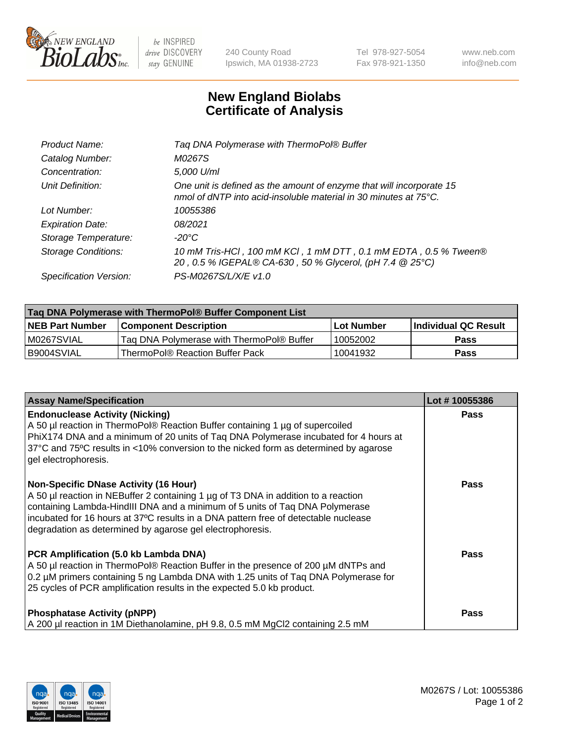# New England Biolabs Certificate of Analysis

| | |
|---|---|
| Product Name: | Taq DNA Polymerase with ThermoPol® Buffer |
| Catalog Number: | M0267S |
| Concentration: | 5,000 U/ml |
| Unit Definition: | One unit is defined as the amount of enzyme that will incorporate 15 nmol of dNTP into acid-insoluble material in 30 minutes at 75°C. |
| Lot Number: | 10055386 |
| Expiration Date: | 08/2021 |
| Storage Temperature: | -20°C |
| Storage Conditions: | 10 mM Tris-HCl , 100 mM KCl , 1 mM DTT , 0.1 mM EDTA , 0.5 % Tween® 20 , 0.5 % IGEPAL® CA-630 , 50 % Glycerol, (pH 7.4 @ 25°C) |
| Specification Version: | PS-M0267S/L/X/E v1.0 |

| Taq DNA Polymerase with ThermoPol® Buffer Component List | | | |
|---|---|---|---|
| **NEB Part Number** | **Component Description** | **Lot Number** | **Individual QC Result** |
| M0267SVIAL | Taq DNA Polymerase with ThermoPol® Buffer | 10052002 | Pass |
| B9004SVIAL | ThermoPol® Reaction Buffer Pack | 10041932 | Pass |

| Assay Name/Specification | Lot # 10055386 |
|---|---|
| **Endonuclease Activity (Nicking)**<br>A 50 µl reaction in ThermoPol® Reaction Buffer containing 1 µg of supercoiled PhiX174 DNA and a minimum of 20 units of Taq DNA Polymerase incubated for 4 hours at 37ºC and 75ºC results in <10% conversion to the nicked form as determined by agarose gel electrophoresis. | Pass |
| **Non-Specific DNase Activity (16 Hour)**<br>A 50 µl reaction in NEBuffer 2 containing 1 µg of T3 DNA in addition to a reaction containing Lambda-HindIII DNA and a minimum of 5 units of Taq DNA Polymerase incubated for 16 hours at 37ºC results in a DNA pattern free of detectable nuclease degradation as determined by agarose gel electrophoresis. | Pass |
| **PCR Amplification (5.0 kb Lambda DNA)**<br>A 50 µl reaction in ThermoPol® Reaction Buffer in the presence of 200 µM dNTPs and 0.2 µM primers containing 5 ng Lambda DNA with 1.25 units of Taq DNA Polymerase for 25 cycles of PCR amplification results in the expected 5.0 kb product. | Pass |
| **Phosphatase Activity (pNPP)**<br>A 200 µl reaction in 1M Diethanolamine, pH 9.8, 0.5 mM $MgCl_2$ containing 2.5 mM | Pass |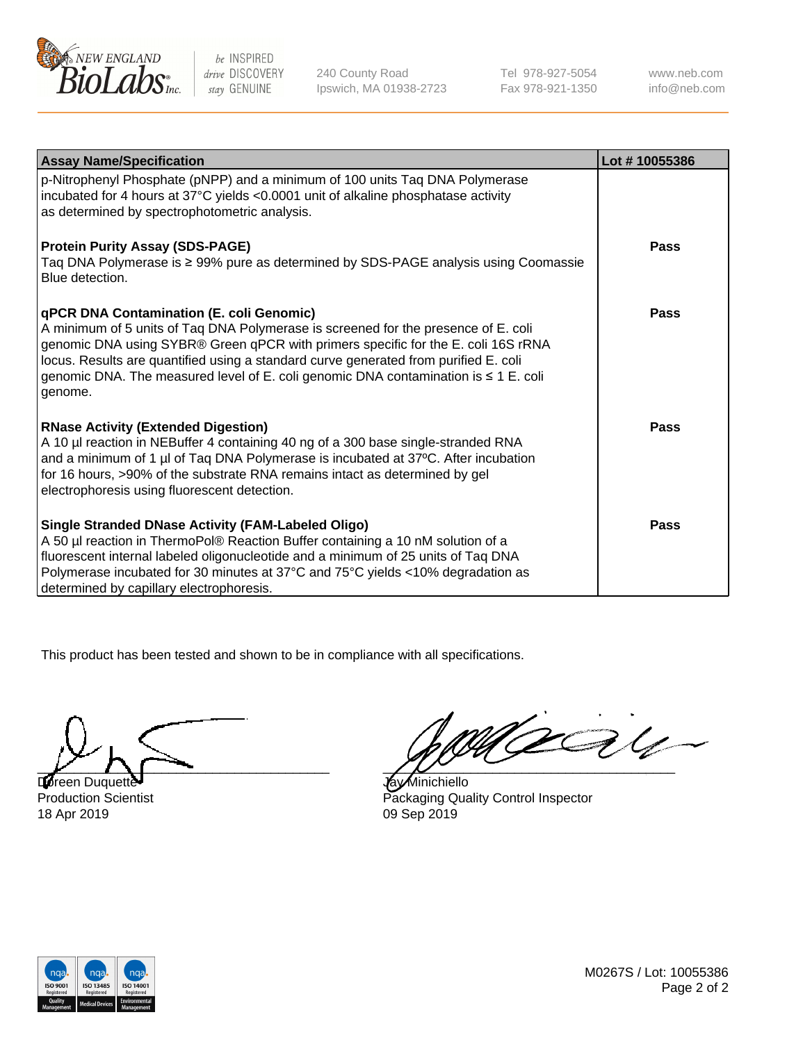| Assay Name/Specification | Lot # 10055386 |
|---|---|
| p-Nitrophenyl Phosphate (pNPP) and a minimum of 100 units Taq DNA Polymerase incubated for 4 hours at 37°C yields <0.0001 unit of alkaline phosphatase activity as determined by spectrophotometric analysis. | |
| **Protein Purity Assay (SDS-PAGE)**<br>Taq DNA Polymerase is ≥ 99% pure as determined by SDS-PAGE analysis using Coomassie Blue detection. | Pass |
| **qPCR DNA Contamination (E. coli Genomic)**<br>A minimum of 5 units of Taq DNA Polymerase is screened for the presence of E. coli genomic DNA using SYBR® Green qPCR with primers specific for the E. coli 16S rRNA locus. Results are quantified using a standard curve generated from purified E. coli genomic DNA. The measured level of E. coli genomic DNA contamination is ≤ 1 E. coli genome. | Pass |
| **RNase Activity (Extended Digestion)**<br>A 10 µl reaction in NEBuffer 4 containing 40 ng of a 300 base single-stranded RNA and a minimum of 1 µl of Taq DNA Polymerase is incubated at 37ºC. After incubation for 16 hours, >90% of the substrate RNA remains intact as determined by gel electrophoresis using fluorescent detection. | Pass |
| **Single Stranded DNase Activity (FAM-Labeled Oligo)**<br>A 50 µl reaction in ThermoPol® Reaction Buffer containing a 10 nM solution of a fluorescent internal labeled oligonucleotide and a minimum of 25 units of Taq DNA Polymerase incubated for 30 minutes at 37°C and 75°C yields <10% degradation as determined by capillary electrophoresis. | Pass |

This product has been tested and shown to be in compliance with all specifications.

Doreen Duquette
Production Scientist
18 Apr 2019

Jay Minichiello
Packaging Quality Control Inspector
09 Sep 2019

M0267S / Lot: 10055386